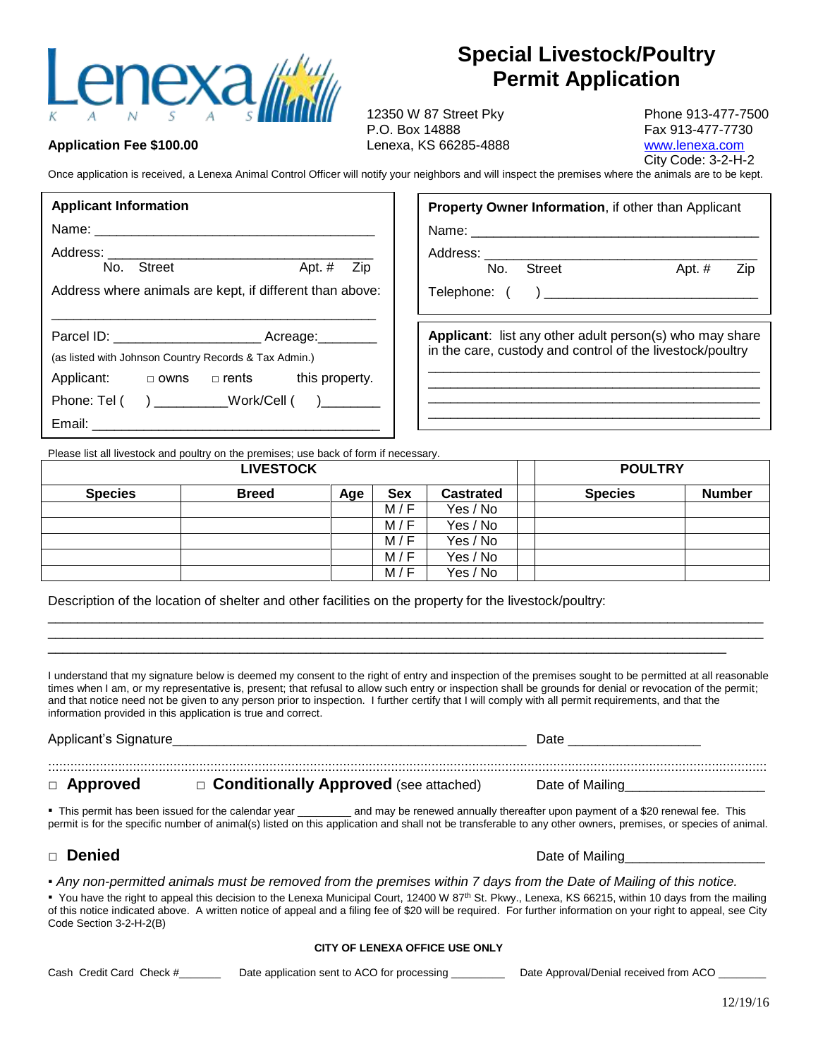# Special Livestock/Poultry Permit Application

**Application Fee $100.00**

12350 W 87 Street Pky
P.O. Box 14888
Lenexa, KS 66285-4888

Phone 913-477-7500
Fax 913-477-7730
www.lenexa.com
City Code: 3-2-H-2

Once application is received, a Lenexa Animal Control Officer will notify your neighbors and will inspect the premises where the animals are to be kept.

**Applicant Information**

Name: ______________________________________

Address: ______________________________________
No. Street Apt. # Zip

Address where animals are kept, if different than above:

______________________________________

Parcel ID: ____________________ Acreage:________
(as listed with Johnson Country Records & Tax Admin.)

Applicant: □ owns □ rents this property.

Phone: Tel ( ) __________Work/Cell ( )________

Email: ______________________________________

**Property Owner Information**, if other than Applicant

Name: ______________________________________

Address: ______________________________________
No. Street Apt. # Zip

Telephone: ( ) ____________________________

**Applicant**: list any other adult person(s) who may share in the care, custody and control of the livestock/poultry

______________________________________________
______________________________________________
______________________________________________
______________________________________________

Please list all livestock and poultry on the premises; use back of form if necessary.

| LIVESTOCK | | | | | | POULTRY | |
|---|---|---|---|---|---|---|---|
| Species | Breed | Age | Sex | Castrated | | Species | Number |
| | | | M / F | Yes / No | | | |
| | | | M / F | Yes / No | | | |
| | | | M / F | Yes / No | | | |
| | | | M / F | Yes / No | | | |
| | | | M / F | Yes / No | | | |

Description of the location of shelter and other facilities on the property for the livestock/poultry:

_____________________________________________________________________________________
_____________________________________________________________________________________
_____________________________________________________________________________________

I understand that my signature below is deemed my consent to the right of entry and inspection of the premises sought to be permitted at all reasonable times when I am, or my representative is, present; that refusal to allow such entry or inspection shall be grounds for denial or revocation of the permit; and that notice need not be given to any person prior to inspection. I further certify that I will comply with all permit requirements, and that the information provided in this application is true and correct.

Applicant's Signature_______________________________________________ Date _________________

.............................................................................................................................................................................

□ **Approved** □ **Conditionally Approved** (see attached) Date of Mailing__________________

- This permit has been issued for the calendar year _________ and may be renewed annually thereafter upon payment of a $20 renewal fee. This permit is for the specific number of animal(s) listed on this application and shall not be transferable to any other owners, premises, or species of animal.

□ **Denied** Date of Mailing__________________

- *Any non-permitted animals must be removed from the premises within 7 days from the Date of Mailing of this notice.*
- You have the right to appeal this decision to the Lenexa Municipal Court, 12400 W 87th St. Pkwy., Lenexa, KS 66215, within 10 days from the mailing of this notice indicated above. A written notice of appeal and a filing fee of $20 will be required. For further information on your right to appeal, see City Code Section 3-2-H-2(B)

**CITY OF LENEXA OFFICE USE ONLY**

Cash Credit Card Check #_______ Date application sent to ACO for processing _________ Date Approval/Denial received from ACO ________

12/19/16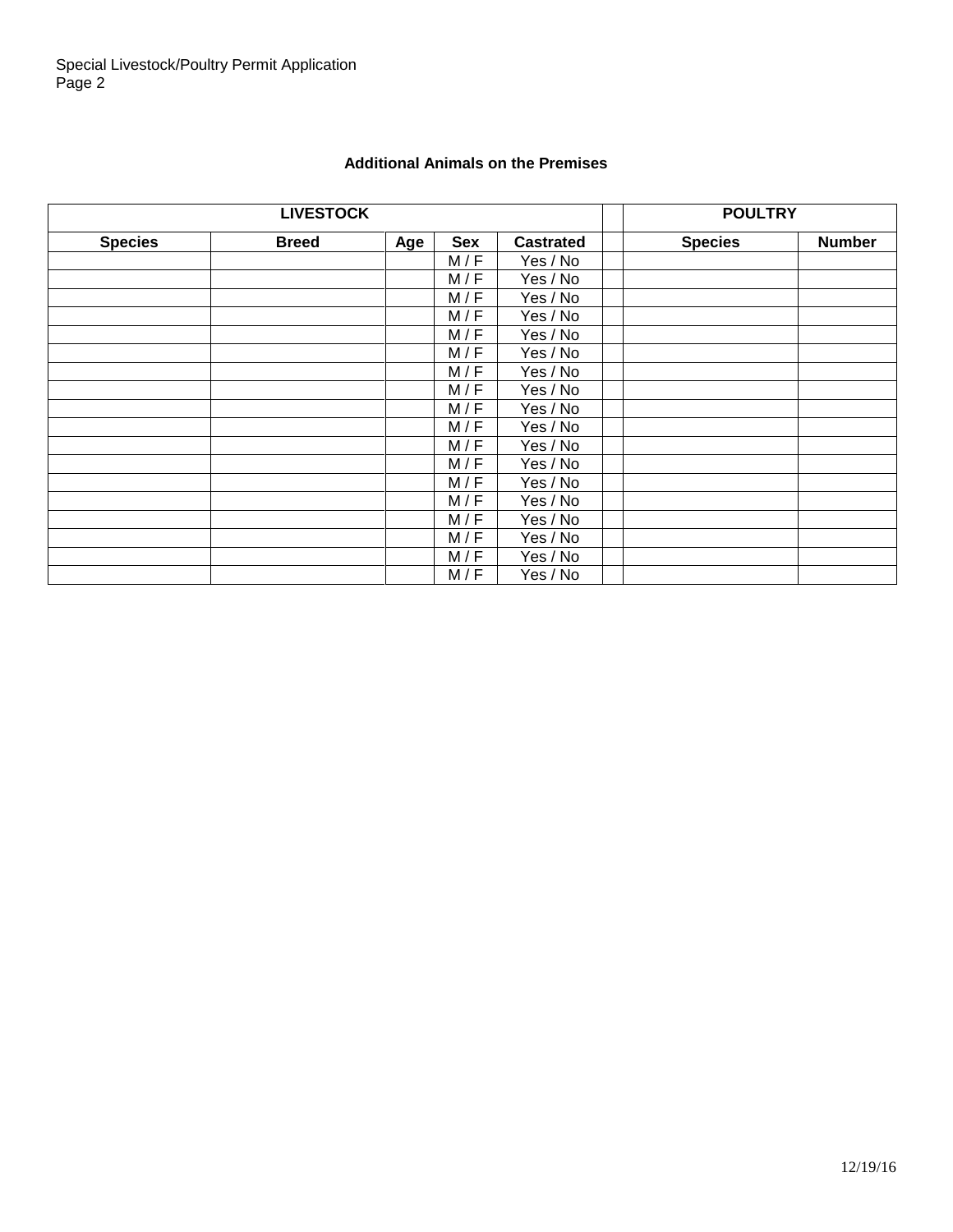### Additional Animals on the Premises

| LIVESTOCK | | | | | | POULTRY | |
|---|---|---|---|---|---|---|---|
| **Species** | **Breed** | **Age** | **Sex** | **Castrated** | | **Species** | **Number** |
| | | | M / F | Yes / No | | | |
| | | | M / F | Yes / No | | | |
| | | | M / F | Yes / No | | | |
| | | | M / F | Yes / No | | | |
| | | | M / F | Yes / No | | | |
| | | | M / F | Yes / No | | | |
| | | | M / F | Yes / No | | | |
| | | | M / F | Yes / No | | | |
| | | | M / F | Yes / No | | | |
| | | | M / F | Yes / No | | | |
| | | | M / F | Yes / No | | | |
| | | | M / F | Yes / No | | | |
| | | | M / F | Yes / No | | | |
| | | | M / F | Yes / No | | | |
| | | | M / F | Yes / No | | | |
| | | | M / F | Yes / No | | | |
| | | | M / F | Yes / No | | | |
| | | | M / F | Yes / No | | | |

12/19/16